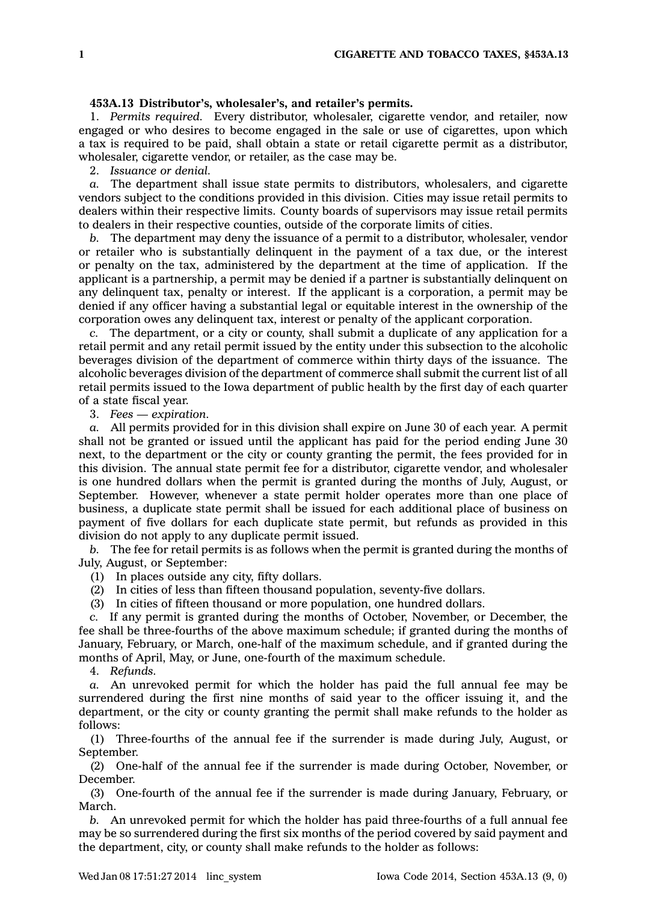**453A.13 Distributor's, wholesaler's, and retailer's permits.**

1. *Permits required.* Every distributor, wholesaler, cigarette vendor, and retailer, now engaged or who desires to become engaged in the sale or use of cigarettes, upon which a tax is required to be paid, shall obtain a state or retail cigarette permit as a distributor, wholesaler, cigarette vendor, or retailer, as the case may be.

2. *Issuance or denial.*

*a.* The department shall issue state permits to distributors, wholesalers, and cigarette vendors subject to the conditions provided in this division. Cities may issue retail permits to dealers within their respective limits. County boards of supervisors may issue retail permits to dealers in their respective counties, outside of the corporate limits of cities.

*b.* The department may deny the issuance of a permit to a distributor, wholesaler, vendor or retailer who is substantially delinquent in the payment of a tax due, or the interest or penalty on the tax, administered by the department at the time of application. If the applicant is a partnership, a permit may be denied if a partner is substantially delinquent on any delinquent tax, penalty or interest. If the applicant is a corporation, a permit may be denied if any officer having a substantial legal or equitable interest in the ownership of the corporation owes any delinquent tax, interest or penalty of the applicant corporation.

*c.* The department, or a city or county, shall submit a duplicate of any application for a retail permit and any retail permit issued by the entity under this subsection to the alcoholic beverages division of the department of commerce within thirty days of the issuance. The alcoholic beverages division of the department of commerce shall submit the current list of all retail permits issued to the Iowa department of public health by the first day of each quarter of a state fiscal year.

3. *Fees — expiration.*

*a.* All permits provided for in this division shall expire on June 30 of each year. A permit shall not be granted or issued until the applicant has paid for the period ending June 30 next, to the department or the city or county granting the permit, the fees provided for in this division. The annual state permit fee for a distributor, cigarette vendor, and wholesaler is one hundred dollars when the permit is granted during the months of July, August, or September. However, whenever a state permit holder operates more than one place of business, a duplicate state permit shall be issued for each additional place of business on payment of five dollars for each duplicate state permit, but refunds as provided in this division do not apply to any duplicate permit issued.

*b.* The fee for retail permits is as follows when the permit is granted during the months of July, August, or September:

(1) In places outside any city, fifty dollars.

(2) In cities of less than fifteen thousand population, seventy-five dollars.

(3) In cities of fifteen thousand or more population, one hundred dollars.

*c.* If any permit is granted during the months of October, November, or December, the fee shall be three-fourths of the above maximum schedule; if granted during the months of January, February, or March, one-half of the maximum schedule, and if granted during the months of April, May, or June, one-fourth of the maximum schedule.

4. *Refunds.*

*a.* An unrevoked permit for which the holder has paid the full annual fee may be surrendered during the first nine months of said year to the officer issuing it, and the department, or the city or county granting the permit shall make refunds to the holder as follows:

(1) Three-fourths of the annual fee if the surrender is made during July, August, or September.

(2) One-half of the annual fee if the surrender is made during October, November, or December.

(3) One-fourth of the annual fee if the surrender is made during January, February, or March.

*b.* An unrevoked permit for which the holder has paid three-fourths of a full annual fee may be so surrendered during the first six months of the period covered by said payment and the department, city, or county shall make refunds to the holder as follows: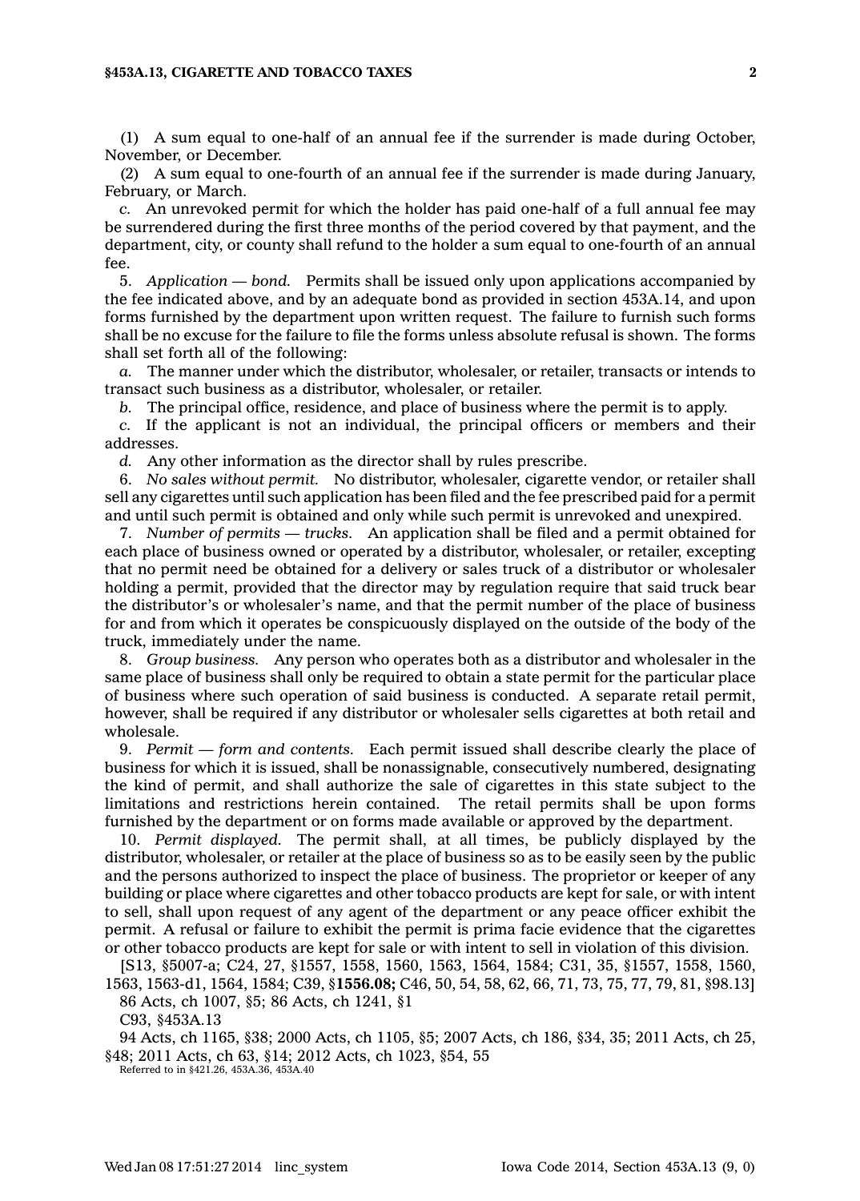(1) A sum equal to one-half of an annual fee if the surrender is made during October, November, or December.

(2) A sum equal to one-fourth of an annual fee if the surrender is made during January, February, or March.

*c.* An unrevoked permit for which the holder has paid one-half of a full annual fee may be surrendered during the first three months of the period covered by that payment, and the department, city, or county shall refund to the holder a sum equal to one-fourth of an annual fee.

5. *Application — bond.* Permits shall be issued only upon applications accompanied by the fee indicated above, and by an adequate bond as provided in section 453A.14, and upon forms furnished by the department upon written request. The failure to furnish such forms shall be no excuse for the failure to file the forms unless absolute refusal is shown. The forms shall set forth all of the following:

*a.* The manner under which the distributor, wholesaler, or retailer, transacts or intends to transact such business as a distributor, wholesaler, or retailer.

*b.* The principal office, residence, and place of business where the permit is to apply.

*c.* If the applicant is not an individual, the principal officers or members and their addresses.

*d.* Any other information as the director shall by rules prescribe.

6. *No sales without permit.* No distributor, wholesaler, cigarette vendor, or retailer shall sell any cigarettes until such application has been filed and the fee prescribed paid for a permit and until such permit is obtained and only while such permit is unrevoked and unexpired.

7. *Number of permits — trucks.* An application shall be filed and a permit obtained for each place of business owned or operated by a distributor, wholesaler, or retailer, excepting that no permit need be obtained for a delivery or sales truck of a distributor or wholesaler holding a permit, provided that the director may by regulation require that said truck bear the distributor's or wholesaler's name, and that the permit number of the place of business for and from which it operates be conspicuously displayed on the outside of the body of the truck, immediately under the name.

8. *Group business.* Any person who operates both as a distributor and wholesaler in the same place of business shall only be required to obtain a state permit for the particular place of business where such operation of said business is conducted. A separate retail permit, however, shall be required if any distributor or wholesaler sells cigarettes at both retail and wholesale.

9. *Permit — form and contents.* Each permit issued shall describe clearly the place of business for which it is issued, shall be nonassignable, consecutively numbered, designating the kind of permit, and shall authorize the sale of cigarettes in this state subject to the limitations and restrictions herein contained. The retail permits shall be upon forms furnished by the department or on forms made available or approved by the department.

10. *Permit displayed.* The permit shall, at all times, be publicly displayed by the distributor, wholesaler, or retailer at the place of business so as to be easily seen by the public and the persons authorized to inspect the place of business. The proprietor or keeper of any building or place where cigarettes and other tobacco products are kept for sale, or with intent to sell, shall upon request of any agent of the department or any peace officer exhibit the permit. A refusal or failure to exhibit the permit is prima facie evidence that the cigarettes or other tobacco products are kept for sale or with intent to sell in violation of this division.

[S13, §5007-a; C24, 27, §1557, 1558, 1560, 1563, 1564, 1584; C31, 35, §1557, 1558, 1560, 1563, 1563-d1, 1564, 1584; C39, §**1556.08;** C46, 50, 54, 58, 62, 66, 71, 73, 75, 77, 79, 81, §98.13]

86 Acts, ch 1007, §5; 86 Acts, ch 1241, §1

C93, §453A.13

94 Acts, ch 1165, §38; 2000 Acts, ch 1105, §5; 2007 Acts, ch 186, §34, 35; 2011 Acts, ch 25, §48; 2011 Acts, ch 63, §14; 2012 Acts, ch 1023, §54, 55

Referred to in §421.26, 453A.36, 453A.40